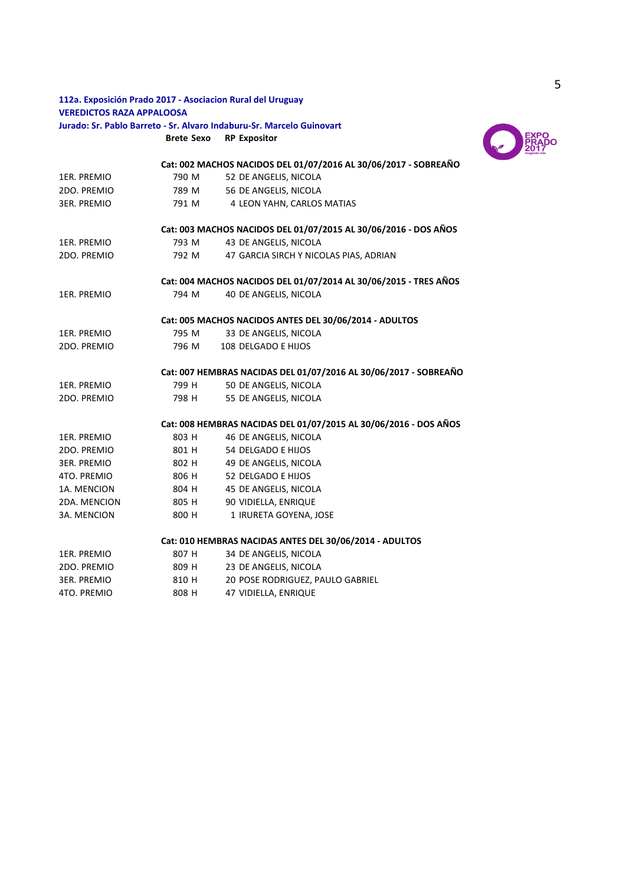**112a. Exposición Prado 2017 - Asociacion Rural del Uruguay**
**VEREDICTOS RAZA APPALOOSA**
**Jurado: Sr. Pablo Barreto - Sr. Alvaro Indaburu-Sr. Marcelo Guinovart**

| | Brete | Sexo | RP | Expositor |
|---|---|---|---|---|
| | **Cat: 002 MACHOS NACIDOS DEL 01/07/2016 AL 30/06/2017 - SOBREAÑO** | | | |
| 1ER. PREMIO | 790 | M | 52 | DE ANGELIS, NICOLA |
| 2DO. PREMIO | 789 | M | 56 | DE ANGELIS, NICOLA |
| 3ER. PREMIO | 791 | M | 4 | LEON YAHN, CARLOS MATIAS |
| | **Cat: 003 MACHOS NACIDOS DEL 01/07/2015 AL 30/06/2016 - DOS AÑOS** | | | |
| 1ER. PREMIO | 793 | M | 43 | DE ANGELIS, NICOLA |
| 2DO. PREMIO | 792 | M | 47 | GARCIA SIRCH Y NICOLAS PIAS, ADRIAN |
| | **Cat: 004 MACHOS NACIDOS DEL 01/07/2014 AL 30/06/2015 - TRES AÑOS** | | | |
| 1ER. PREMIO | 794 | M | 40 | DE ANGELIS, NICOLA |
| | **Cat: 005 MACHOS NACIDOS ANTES DEL 30/06/2014 - ADULTOS** | | | |
| 1ER. PREMIO | 795 | M | 33 | DE ANGELIS, NICOLA |
| 2DO. PREMIO | 796 | M | 108 | DELGADO E HIJOS |
| | **Cat: 007 HEMBRAS NACIDAS DEL 01/07/2016 AL 30/06/2017 - SOBREAÑO** | | | |
| 1ER. PREMIO | 799 | H | 50 | DE ANGELIS, NICOLA |
| 2DO. PREMIO | 798 | H | 55 | DE ANGELIS, NICOLA |
| | **Cat: 008 HEMBRAS NACIDAS DEL 01/07/2015 AL 30/06/2016 - DOS AÑOS** | | | |
| 1ER. PREMIO | 803 | H | 46 | DE ANGELIS, NICOLA |
| 2DO. PREMIO | 801 | H | 54 | DELGADO E HIJOS |
| 3ER. PREMIO | 802 | H | 49 | DE ANGELIS, NICOLA |
| 4TO. PREMIO | 806 | H | 52 | DELGADO E HIJOS |
| 1A. MENCION | 804 | H | 45 | DE ANGELIS, NICOLA |
| 2DA. MENCION | 805 | H | 90 | VIDIELLA, ENRIQUE |
| 3A. MENCION | 800 | H | 1 | IRURETA GOYENA, JOSE |
| | **Cat: 010 HEMBRAS NACIDAS ANTES DEL 30/06/2014 - ADULTOS** | | | |
| 1ER. PREMIO | 807 | H | 34 | DE ANGELIS, NICOLA |
| 2DO. PREMIO | 809 | H | 23 | DE ANGELIS, NICOLA |
| 3ER. PREMIO | 810 | H | 20 | POSE RODRIGUEZ, PAULO GABRIEL |
| 4TO. PREMIO | 808 | H | 47 | VIDIELLA, ENRIQUE |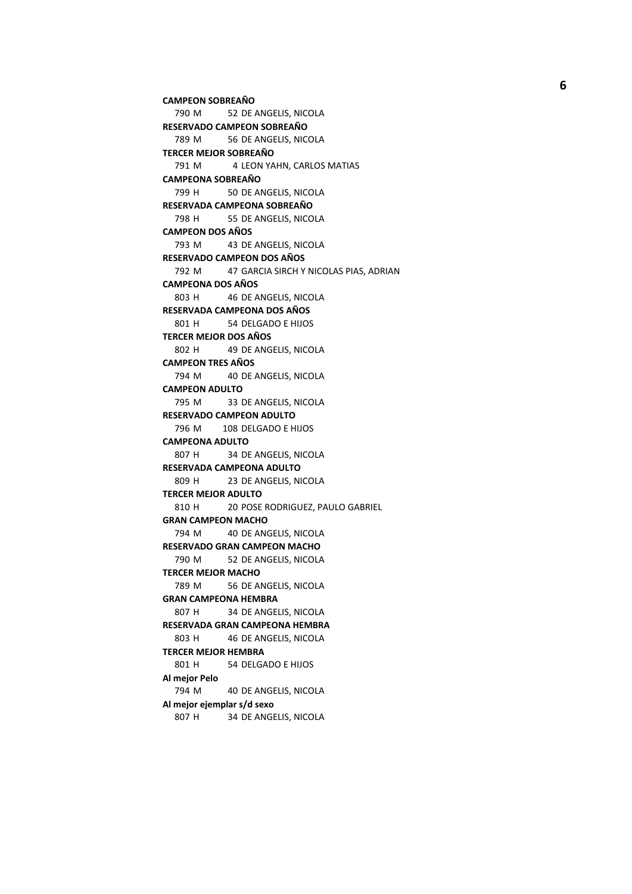**CAMPEON SOBREAÑO**

790 M 52 DE ANGELIS, NICOLA

**RESERVADO CAMPEON SOBREAÑO**

789 M 56 DE ANGELIS, NICOLA

**TERCER MEJOR SOBREAÑO**

791 M 4 LEON YAHN, CARLOS MATIAS

**CAMPEONA SOBREAÑO**

799 H 50 DE ANGELIS, NICOLA

**RESERVADA CAMPEONA SOBREAÑO**

798 H 55 DE ANGELIS, NICOLA

**CAMPEON DOS AÑOS**

793 M 43 DE ANGELIS, NICOLA

**RESERVADO CAMPEON DOS AÑOS**

792 M 47 GARCIA SIRCH Y NICOLAS PIAS, ADRIAN

**CAMPEONA DOS AÑOS**

803 H 46 DE ANGELIS, NICOLA

**RESERVADA CAMPEONA DOS AÑOS**

801 H 54 DELGADO E HIJOS

**TERCER MEJOR DOS AÑOS**

802 H 49 DE ANGELIS, NICOLA

**CAMPEON TRES AÑOS**

794 M 40 DE ANGELIS, NICOLA

**CAMPEON ADULTO**

795 M 33 DE ANGELIS, NICOLA

**RESERVADO CAMPEON ADULTO**

796 M 108 DELGADO E HIJOS

**CAMPEONA ADULTO**

807 H 34 DE ANGELIS, NICOLA

**RESERVADA CAMPEONA ADULTO**

809 H 23 DE ANGELIS, NICOLA

**TERCER MEJOR ADULTO**

810 H 20 POSE RODRIGUEZ, PAULO GABRIEL

**GRAN CAMPEON MACHO**

794 M 40 DE ANGELIS, NICOLA

**RESERVADO GRAN CAMPEON MACHO**

790 M 52 DE ANGELIS, NICOLA

**TERCER MEJOR MACHO**

789 M 56 DE ANGELIS, NICOLA

**GRAN CAMPEONA HEMBRA**

807 H 34 DE ANGELIS, NICOLA

**RESERVADA GRAN CAMPEONA HEMBRA**

803 H 46 DE ANGELIS, NICOLA

**TERCER MEJOR HEMBRA**

801 H 54 DELGADO E HIJOS

**Al mejor Pelo**

794 M 40 DE ANGELIS, NICOLA

**Al mejor ejemplar s/d sexo**

807 H 34 DE ANGELIS, NICOLA